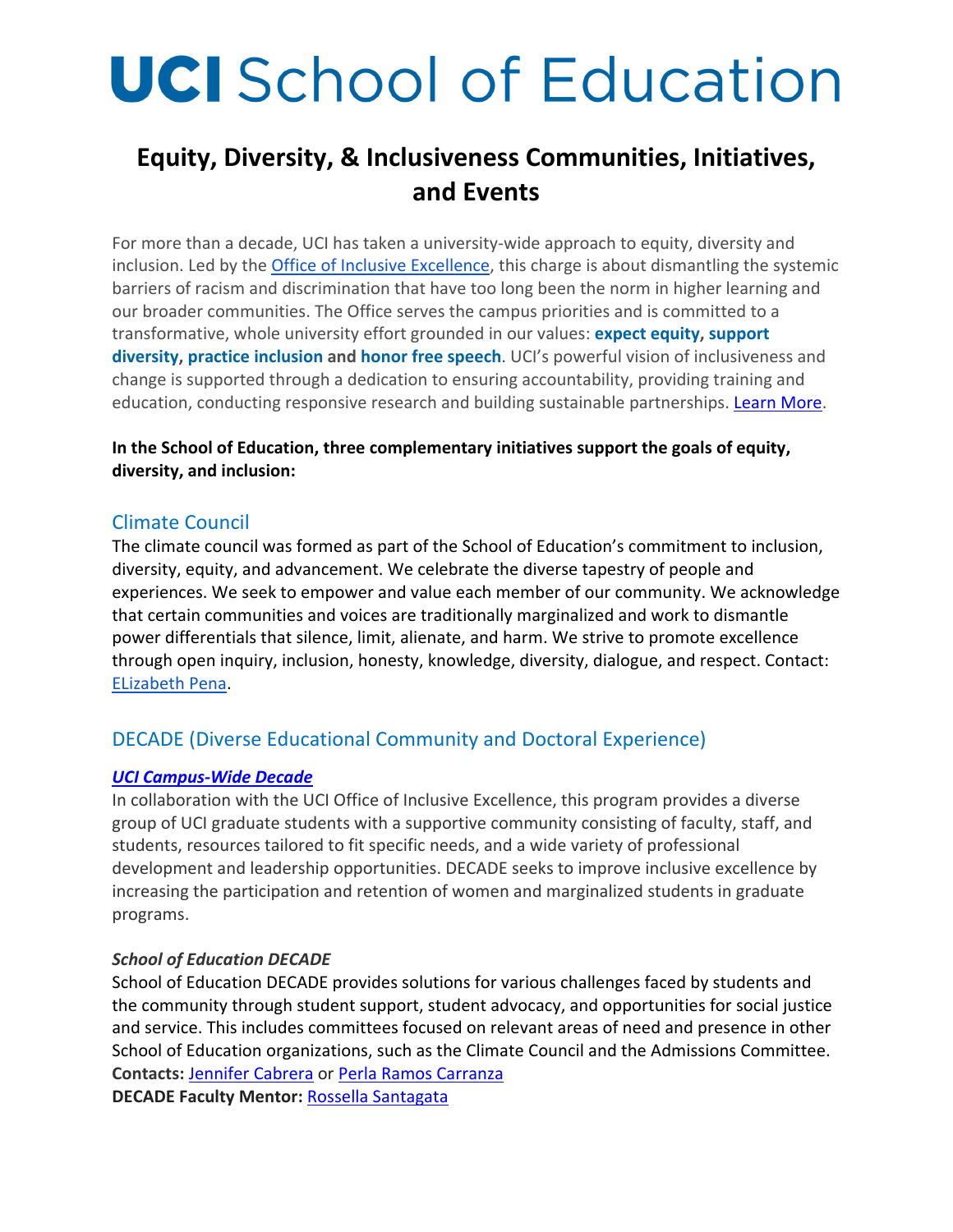# UCI School of Education

## Equity, Diversity, & Inclusiveness Communities, Initiatives, and Events

For more than a decade, UCI has taken a university-wide approach to equity, diversity and inclusion. Led by the Office of Inclusive Excellence, this charge is about dismantling the systemic barriers of racism and discrimination that have too long been the norm in higher learning and our broader communities. The Office serves the campus priorities and is committed to a transformative, whole university effort grounded in our values: **expect equity**, **support diversity**, **practice inclusion** and **honor free speech**. UCI's powerful vision of inclusiveness and change is supported through a dedication to ensuring accountability, providing training and education, conducting responsive research and building sustainable partnerships. Learn More.

**In the School of Education, three complementary initiatives support the goals of equity, diversity, and inclusion:**

### Climate Council

The climate council was formed as part of the School of Education's commitment to inclusion, diversity, equity, and advancement. We celebrate the diverse tapestry of people and experiences. We seek to empower and value each member of our community. We acknowledge that certain communities and voices are traditionally marginalized and work to dismantle power differentials that silence, limit, alienate, and harm. We strive to promote excellence through open inquiry, inclusion, honesty, knowledge, diversity, dialogue, and respect. Contact: ELizabeth Pena.

### DECADE (Diverse Educational Community and Doctoral Experience)

***UCI Campus-Wide Decade***

In collaboration with the UCI Office of Inclusive Excellence, this program provides a diverse group of UCI graduate students with a supportive community consisting of faculty, staff, and students, resources tailored to fit specific needs, and a wide variety of professional development and leadership opportunities. DECADE seeks to improve inclusive excellence by increasing the participation and retention of women and marginalized students in graduate programs.

***School of Education DECADE***

School of Education DECADE provides solutions for various challenges faced by students and the community through student support, student advocacy, and opportunities for social justice and service. This includes committees focused on relevant areas of need and presence in other School of Education organizations, such as the Climate Council and the Admissions Committee.
**Contacts:** Jennifer Cabrera or Perla Ramos Carranza
**DECADE Faculty Mentor:** Rossella Santagata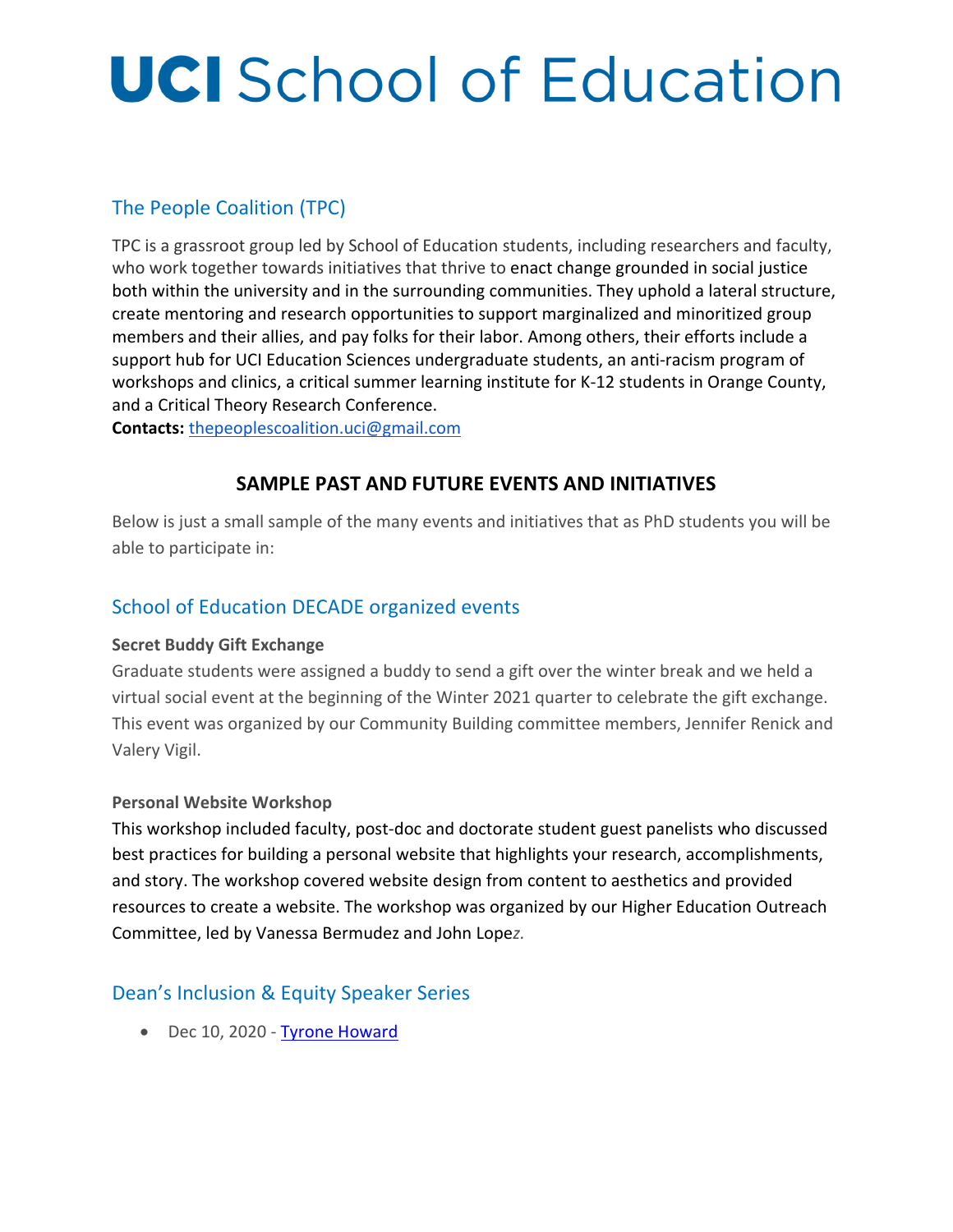# UCI School of Education

## The People Coalition (TPC)

TPC is a grassroot group led by School of Education students, including researchers and faculty, who work together towards initiatives that thrive to enact change grounded in social justice both within the university and in the surrounding communities. They uphold a lateral structure, create mentoring and research opportunities to support marginalized and minoritized group members and their allies, and pay folks for their labor. Among others, their efforts include a support hub for UCI Education Sciences undergraduate students, an anti-racism program of workshops and clinics, a critical summer learning institute for K-12 students in Orange County, and a Critical Theory Research Conference.

**Contacts:** [thepeoplescoalition.uci@gmail.com](mailto:thepeoplescoalition.uci@gmail.com)

### SAMPLE PAST AND FUTURE EVENTS AND INITIATIVES

Below is just a small sample of the many events and initiatives that as PhD students you will be able to participate in:

## School of Education DECADE organized events

**Secret Buddy Gift Exchange**

Graduate students were assigned a buddy to send a gift over the winter break and we held a virtual social event at the beginning of the Winter 2021 quarter to celebrate the gift exchange. This event was organized by our Community Building committee members, Jennifer Renick and Valery Vigil.

**Personal Website Workshop**

This workshop included faculty, post-doc and doctorate student guest panelists who discussed best practices for building a personal website that highlights your research, accomplishments, and story. The workshop covered website design from content to aesthetics and provided resources to create a website. The workshop was organized by our Higher Education Outreach Committee, led by Vanessa Bermudez and John Lopez.

## Dean's Inclusion & Equity Speaker Series

- Dec 10, 2020 - Tyrone Howard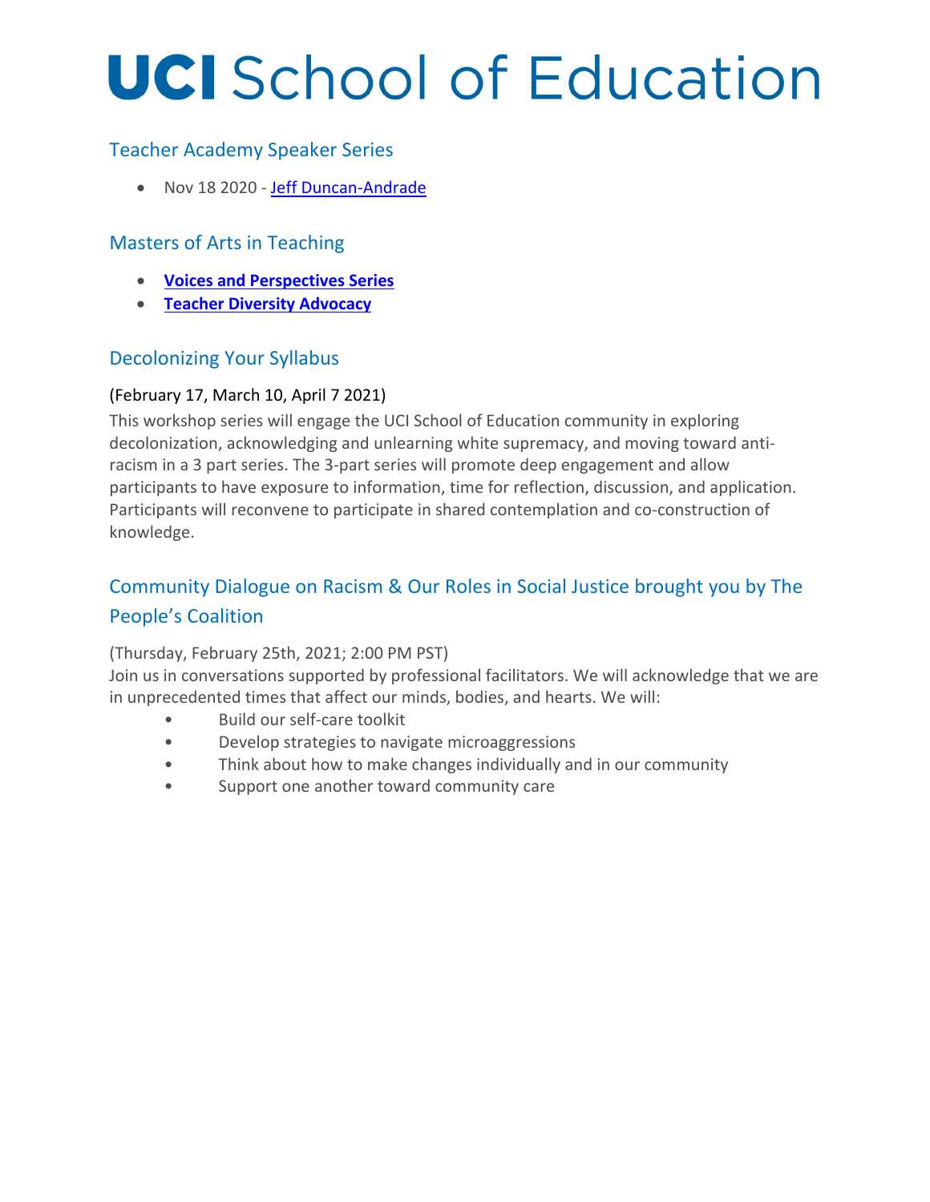# UCI School of Education

## Teacher Academy Speaker Series

- Nov 18 2020 - Jeff Duncan-Andrade

## Masters of Arts in Teaching

- **Voices and Perspectives Series**
- **Teacher Diversity Advocacy**

## Decolonizing Your Syllabus

(February 17, March 10, April 7 2021)

This workshop series will engage the UCI School of Education community in exploring decolonization, acknowledging and unlearning white supremacy, and moving toward anti-racism in a 3 part series. The 3-part series will promote deep engagement and allow participants to have exposure to information, time for reflection, discussion, and application. Participants will reconvene to participate in shared contemplation and co-construction of knowledge.

## Community Dialogue on Racism & Our Roles in Social Justice brought you by The People's Coalition

(Thursday, February 25th, 2021; 2:00 PM PST)

Join us in conversations supported by professional facilitators. We will acknowledge that we are in unprecedented times that affect our minds, bodies, and hearts. We will:

- Build our self-care toolkit
- Develop strategies to navigate microaggressions
- Think about how to make changes individually and in our community
- Support one another toward community care